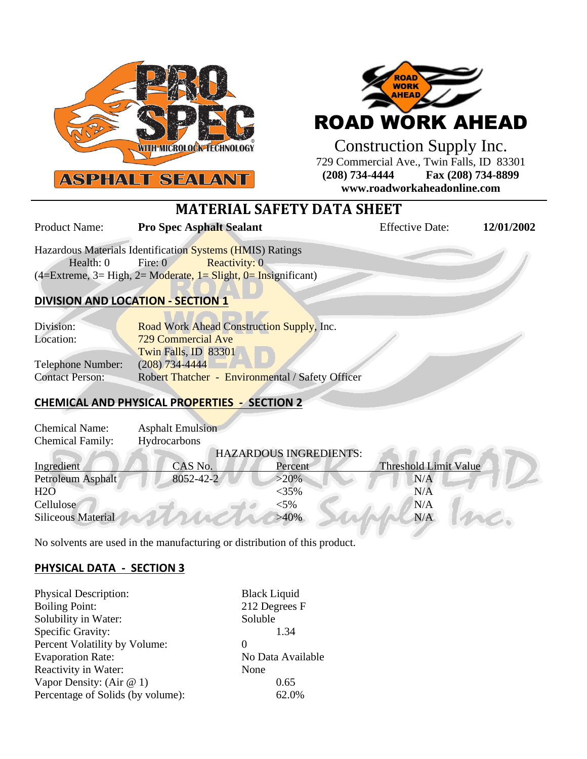PRO SPEC WITH MICROLOCK TECHNOLOGY

ASPHALT SEALANT

ROAD WORK AHEAD

Construction Supply Inc.
729 Commercial Ave., Twin Falls, ID 83301
**(208) 734-4444 Fax (208) 734-8899**
**www.roadworkaheadonline.com**

# MATERIAL SAFETY DATA SHEET

Product Name: **Pro Spec Asphalt Sealant** Effective Date: **12/01/2002**

Hazardous Materials Identification Systems (HMIS) Ratings
Health: 0 Fire: 0 Reactivity: 0
(4=Extreme, 3= High, 2= Moderate, 1= Slight, 0= Insignificant)

## DIVISION AND LOCATION - SECTION 1

| | |
|---|---|
| Division: | Road Work Ahead Construction Supply, Inc. |
| Location: | 729 Commercial Ave<br>Twin Falls, ID 83301 |
| Telephone Number: | (208) 734-4444 |
| Contact Person: | Robert Thatcher - Environmental / Safety Officer |

## CHEMICAL AND PHYSICAL PROPERTIES - SECTION 2

Chemical Name: Asphalt Emulsion
Chemical Family: Hydrocarbons

HAZARDOUS INGREDIENTS:

| Ingredient | CAS No. | Percent | Threshold Limit Value |
|---|---|---|---|
| Petroleum Asphalt | 8052-42-2 | >20% | N/A |
| $H_2O$ | | <35% | N/A |
| Cellulose | | <5% | N/A |
| Siliceous Material | | >40% | N/A |

No solvents are used in the manufacturing or distribution of this product.

## PHYSICAL DATA - SECTION 3

| | |
|---|---|
| Physical Description: | Black Liquid |
| Boiling Point: | 212 Degrees F |
| Solubility in Water: | Soluble |
| Specific Gravity: | 1.34 |
| Percent Volatility by Volume: | 0 |
| Evaporation Rate: | No Data Available |
| Reactivity in Water: | None |
| Vapor Density: (Air @ 1) | 0.65 |
| Percentage of Solids (by volume): | 62.0% |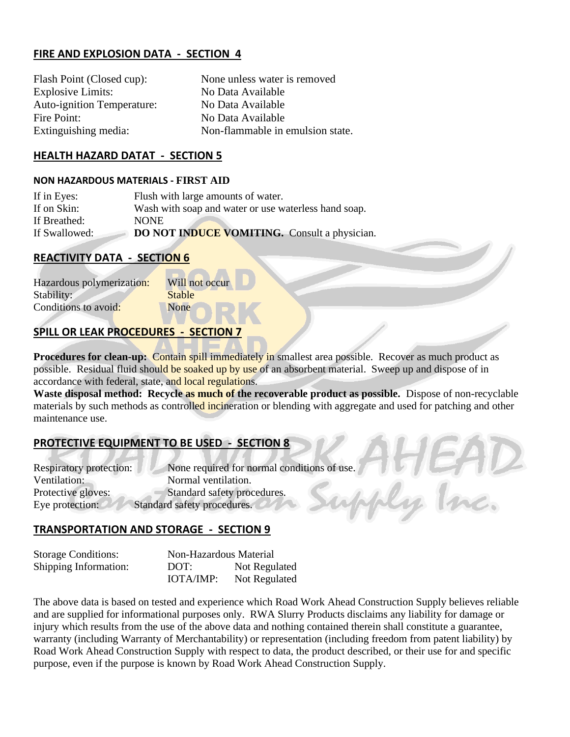## FIRE AND EXPLOSION DATA - SECTION 4

| | |
|---|---|
| Flash Point (Closed cup): | None unless water is removed |
| Explosive Limits: | No Data Available |
| Auto-ignition Temperature: | No Data Available |
| Fire Point: | No Data Available |
| Extinguishing media: | Non-flammable in emulsion state. |

## HEALTH HAZARD DATAT - SECTION 5

### NON HAZARDOUS MATERIALS - FIRST AID

| | |
|---|---|
| If in Eyes: | Flush with large amounts of water. |
| If on Skin: | Wash with soap and water or use waterless hand soap. |
| If Breathed: | NONE |
| If Swallowed: | **DO NOT INDUCE VOMITING.** Consult a physician. |

## REACTIVITY DATA - SECTION 6

| | |
|---|---|
| Hazardous polymerization: | Will not occur |
| Stability: | Stable |
| Conditions to avoid: | None |

## SPILL OR LEAK PROCEDURES - SECTION 7

**Procedures for clean-up:** Contain spill immediately in smallest area possible. Recover as much product as possible. Residual fluid should be soaked up by use of an absorbent material. Sweep up and dispose of in accordance with federal, state, and local regulations.

**Waste disposal method: Recycle as much of the recoverable product as possible.** Dispose of non-recyclable materials by such methods as controlled incineration or blending with aggregate and used for patching and other maintenance use.

## PROTECTIVE EQUIPMENT TO BE USED - SECTION 8

| | |
|---|---|
| Respiratory protection: | None required for normal conditions of use. |
| Ventilation: | Normal ventilation. |
| Protective gloves: | Standard safety procedures. |
| Eye protection: | Standard safety procedures. |

## TRANSPORTATION AND STORAGE - SECTION 9

| | | |
|---|---|---|
| Storage Conditions: | Non-Hazardous Material | |
| Shipping Information: | DOT: | Not Regulated |
| | IOTA/IMP: | Not Regulated |

The above data is based on tested and experience which Road Work Ahead Construction Supply believes reliable and are supplied for informational purposes only. RWA Slurry Products disclaims any liability for damage or injury which results from the use of the above data and nothing contained therein shall constitute a guarantee, warranty (including Warranty of Merchantability) or representation (including freedom from patent liability) by Road Work Ahead Construction Supply with respect to data, the product described, or their use for and specific purpose, even if the purpose is known by Road Work Ahead Construction Supply.